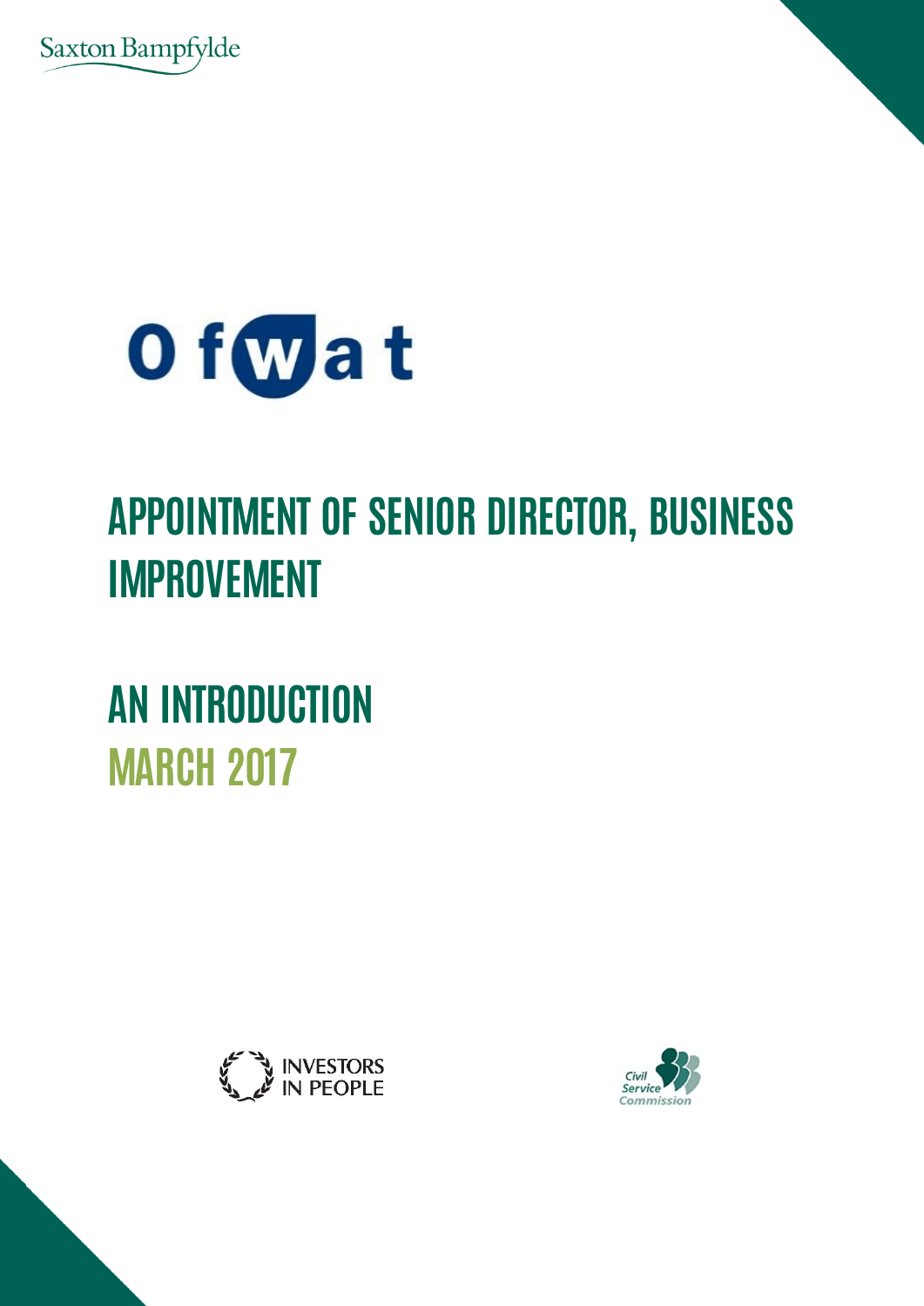Saxton Bampfylde

Ofwat

# APPOINTMENT OF SENIOR DIRECTOR, BUSINESS IMPROVEMENT

# AN INTRODUCTION

## MARCH 2017

INVESTORS IN PEOPLE

Civil Service Commission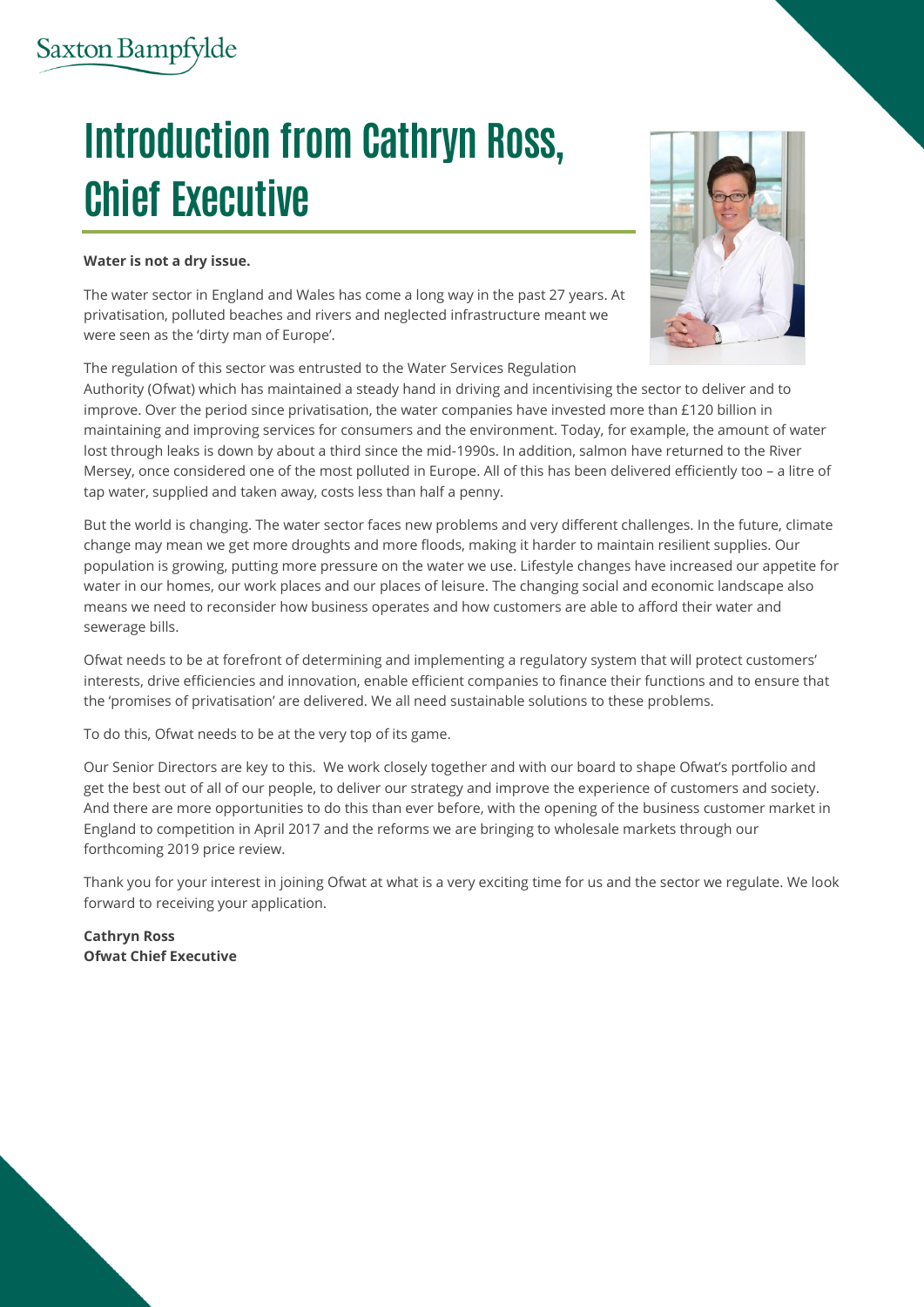# Introduction from Cathryn Ross, Chief Executive

**Water is not a dry issue.**

The water sector in England and Wales has come a long way in the past 27 years. At privatisation, polluted beaches and rivers and neglected infrastructure meant we were seen as the 'dirty man of Europe'.

The regulation of this sector was entrusted to the Water Services Regulation Authority (Ofwat) which has maintained a steady hand in driving and incentivising the sector to deliver and to improve. Over the period since privatisation, the water companies have invested more than £120 billion in maintaining and improving services for consumers and the environment. Today, for example, the amount of water lost through leaks is down by about a third since the mid-1990s. In addition, salmon have returned to the River Mersey, once considered one of the most polluted in Europe. All of this has been delivered efficiently too – a litre of tap water, supplied and taken away, costs less than half a penny.

But the world is changing. The water sector faces new problems and very different challenges. In the future, climate change may mean we get more droughts and more floods, making it harder to maintain resilient supplies. Our population is growing, putting more pressure on the water we use. Lifestyle changes have increased our appetite for water in our homes, our work places and our places of leisure. The changing social and economic landscape also means we need to reconsider how business operates and how customers are able to afford their water and sewerage bills.

Ofwat needs to be at forefront of determining and implementing a regulatory system that will protect customers' interests, drive efficiencies and innovation, enable efficient companies to finance their functions and to ensure that the 'promises of privatisation' are delivered. We all need sustainable solutions to these problems.

To do this, Ofwat needs to be at the very top of its game.

Our Senior Directors are key to this. We work closely together and with our board to shape Ofwat's portfolio and get the best out of all of our people, to deliver our strategy and improve the experience of customers and society. And there are more opportunities to do this than ever before, with the opening of the business customer market in England to competition in April 2017 and the reforms we are bringing to wholesale markets through our forthcoming 2019 price review.

Thank you for your interest in joining Ofwat at what is a very exciting time for us and the sector we regulate. We look forward to receiving your application.

**Cathryn Ross**
**Ofwat Chief Executive**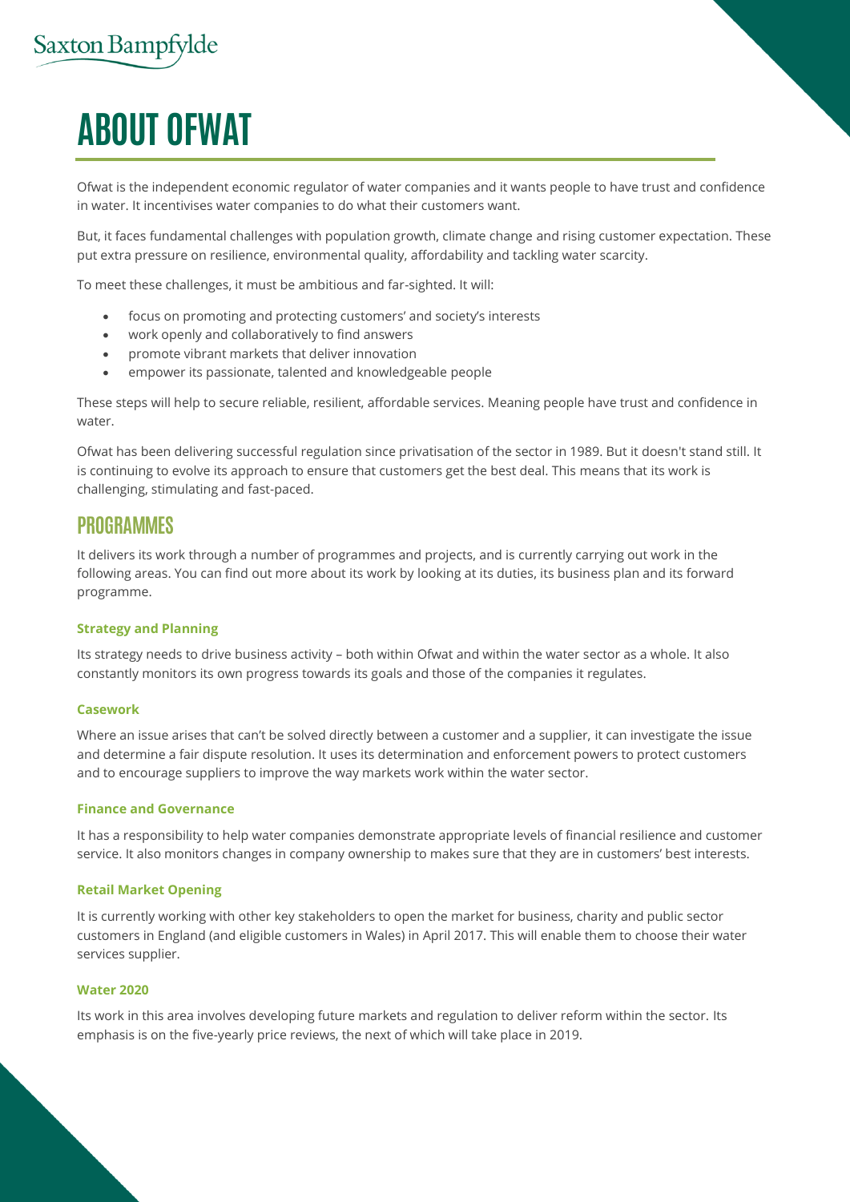# ABOUT OFWAT

Ofwat is the independent economic regulator of water companies and it wants people to have trust and confidence in water. It incentivises water companies to do what their customers want.

But, it faces fundamental challenges with population growth, climate change and rising customer expectation. These put extra pressure on resilience, environmental quality, affordability and tackling water scarcity.

To meet these challenges, it must be ambitious and far-sighted. It will:

- focus on promoting and protecting customers' and society's interests
- work openly and collaboratively to find answers
- promote vibrant markets that deliver innovation
- empower its passionate, talented and knowledgeable people

These steps will help to secure reliable, resilient, affordable services. Meaning people have trust and confidence in water.

Ofwat has been delivering successful regulation since privatisation of the sector in 1989. But it doesn't stand still. It is continuing to evolve its approach to ensure that customers get the best deal. This means that its work is challenging, stimulating and fast-paced.

## PROGRAMMES

It delivers its work through a number of programmes and projects, and is currently carrying out work in the following areas. You can find out more about its work by looking at its duties, its business plan and its forward programme.

### Strategy and Planning

Its strategy needs to drive business activity – both within Ofwat and within the water sector as a whole. It also constantly monitors its own progress towards its goals and those of the companies it regulates.

### Casework

Where an issue arises that can't be solved directly between a customer and a supplier, it can investigate the issue and determine a fair dispute resolution. It uses its determination and enforcement powers to protect customers and to encourage suppliers to improve the way markets work within the water sector.

### Finance and Governance

It has a responsibility to help water companies demonstrate appropriate levels of financial resilience and customer service. It also monitors changes in company ownership to makes sure that they are in customers' best interests.

### Retail Market Opening

It is currently working with other key stakeholders to open the market for business, charity and public sector customers in England (and eligible customers in Wales) in April 2017. This will enable them to choose their water services supplier.

### Water 2020

Its work in this area involves developing future markets and regulation to deliver reform within the sector. Its emphasis is on the five-yearly price reviews, the next of which will take place in 2019.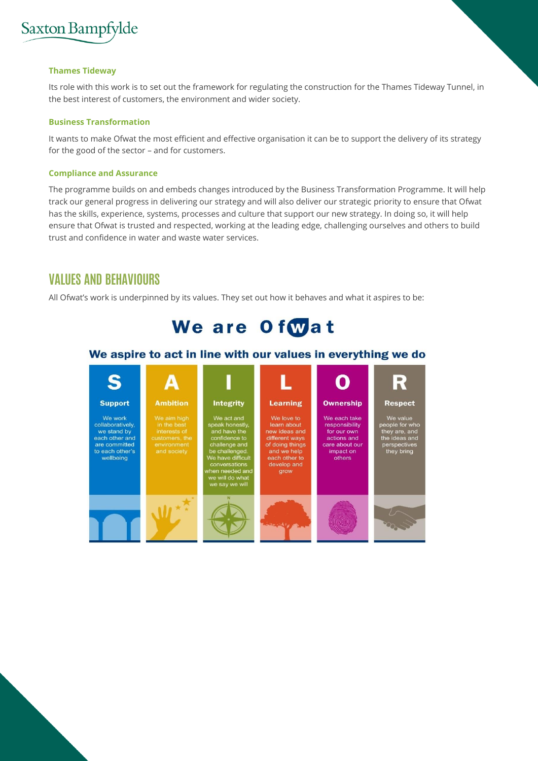### Thames Tideway

Its role with this work is to set out the framework for regulating the construction for the Thames Tideway Tunnel, in the best interest of customers, the environment and wider society.

### Business Transformation

It wants to make Ofwat the most efficient and effective organisation it can be to support the delivery of its strategy for the good of the sector – and for customers.

### Compliance and Assurance

The programme builds on and embeds changes introduced by the Business Transformation Programme. It will help track our general progress in delivering our strategy and will also deliver our strategic priority to ensure that Ofwat has the skills, experience, systems, processes and culture that support our new strategy. In doing so, it will help ensure that Ofwat is trusted and respected, working at the leading edge, challenging ourselves and others to build trust and confidence in water and waste water services.

## VALUES AND BEHAVIOURS

All Ofwat's work is underpinned by its values. They set out how it behaves and what it aspires to be:

**We are Ofwat**

**We aspire to act in line with our values in everything we do**

| S | A | I | L | O | R |
|---|---|---|---|---|---|
| **Support** | **Ambition** | **Integrity** | **Learning** | **Ownership** | **Respect** |
| We work collaboratively, we stand by each other and are committed to each other's wellbeing | We aim high in the best interests of customers, the environment and society | We act and speak honestly, and have the confidence to challenge and be challenged. We have difficult conversations when needed and we will do what we say we will | We love to learn about new ideas and different ways of doing things and we help each other to develop and grow | We each take responsibility for our own actions and care about our impact on others | We value people for who they are, and the ideas and perspectives they bring |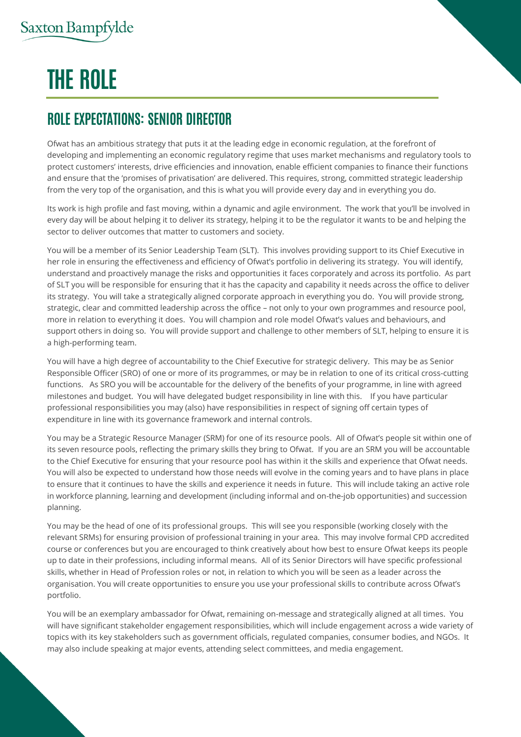# THE ROLE

## ROLE EXPECTATIONS: SENIOR DIRECTOR

Ofwat has an ambitious strategy that puts it at the leading edge in economic regulation, at the forefront of developing and implementing an economic regulatory regime that uses market mechanisms and regulatory tools to protect customers' interests, drive efficiencies and innovation, enable efficient companies to finance their functions and ensure that the 'promises of privatisation' are delivered. This requires, strong, committed strategic leadership from the very top of the organisation, and this is what you will provide every day and in everything you do.

Its work is high profile and fast moving, within a dynamic and agile environment. The work that you'll be involved in every day will be about helping it to deliver its strategy, helping it to be the regulator it wants to be and helping the sector to deliver outcomes that matter to customers and society.

You will be a member of its Senior Leadership Team (SLT). This involves providing support to its Chief Executive in her role in ensuring the effectiveness and efficiency of Ofwat's portfolio in delivering its strategy. You will identify, understand and proactively manage the risks and opportunities it faces corporately and across its portfolio. As part of SLT you will be responsible for ensuring that it has the capacity and capability it needs across the office to deliver its strategy. You will take a strategically aligned corporate approach in everything you do. You will provide strong, strategic, clear and committed leadership across the office – not only to your own programmes and resource pool, more in relation to everything it does. You will champion and role model Ofwat's values and behaviours, and support others in doing so. You will provide support and challenge to other members of SLT, helping to ensure it is a high-performing team.

You will have a high degree of accountability to the Chief Executive for strategic delivery. This may be as Senior Responsible Officer (SRO) of one or more of its programmes, or may be in relation to one of its critical cross-cutting functions. As SRO you will be accountable for the delivery of the benefits of your programme, in line with agreed milestones and budget. You will have delegated budget responsibility in line with this. If you have particular professional responsibilities you may (also) have responsibilities in respect of signing off certain types of expenditure in line with its governance framework and internal controls.

You may be a Strategic Resource Manager (SRM) for one of its resource pools. All of Ofwat's people sit within one of its seven resource pools, reflecting the primary skills they bring to Ofwat. If you are an SRM you will be accountable to the Chief Executive for ensuring that your resource pool has within it the skills and experience that Ofwat needs. You will also be expected to understand how those needs will evolve in the coming years and to have plans in place to ensure that it continues to have the skills and experience it needs in future. This will include taking an active role in workforce planning, learning and development (including informal and on-the-job opportunities) and succession planning.

You may be the head of one of its professional groups. This will see you responsible (working closely with the relevant SRMs) for ensuring provision of professional training in your area. This may involve formal CPD accredited course or conferences but you are encouraged to think creatively about how best to ensure Ofwat keeps its people up to date in their professions, including informal means. All of its Senior Directors will have specific professional skills, whether in Head of Profession roles or not, in relation to which you will be seen as a leader across the organisation. You will create opportunities to ensure you use your professional skills to contribute across Ofwat's portfolio.

You will be an exemplary ambassador for Ofwat, remaining on-message and strategically aligned at all times. You will have significant stakeholder engagement responsibilities, which will include engagement across a wide variety of topics with its key stakeholders such as government officials, regulated companies, consumer bodies, and NGOs. It may also include speaking at major events, attending select committees, and media engagement.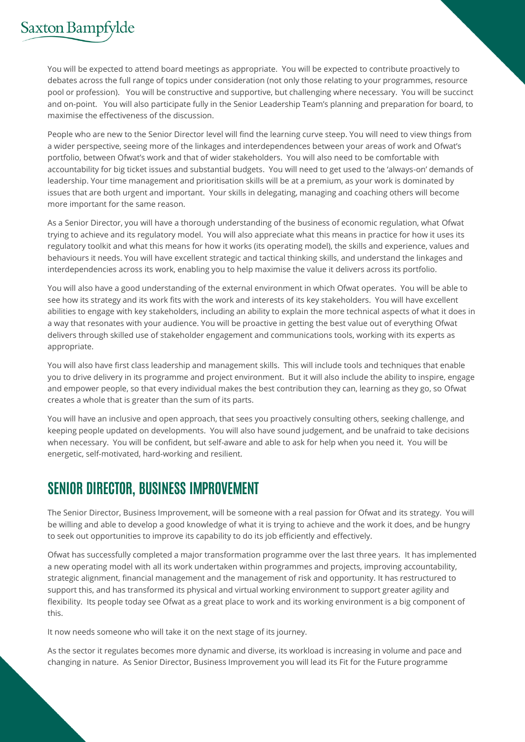You will be expected to attend board meetings as appropriate. You will be expected to contribute proactively to debates across the full range of topics under consideration (not only those relating to your programmes, resource pool or profession). You will be constructive and supportive, but challenging where necessary. You will be succinct and on-point. You will also participate fully in the Senior Leadership Team's planning and preparation for board, to maximise the effectiveness of the discussion.

People who are new to the Senior Director level will find the learning curve steep. You will need to view things from a wider perspective, seeing more of the linkages and interdependences between your areas of work and Ofwat's portfolio, between Ofwat's work and that of wider stakeholders. You will also need to be comfortable with accountability for big ticket issues and substantial budgets. You will need to get used to the 'always-on' demands of leadership. Your time management and prioritisation skills will be at a premium, as your work is dominated by issues that are both urgent and important. Your skills in delegating, managing and coaching others will become more important for the same reason.

As a Senior Director, you will have a thorough understanding of the business of economic regulation, what Ofwat trying to achieve and its regulatory model. You will also appreciate what this means in practice for how it uses its regulatory toolkit and what this means for how it works (its operating model), the skills and experience, values and behaviours it needs. You will have excellent strategic and tactical thinking skills, and understand the linkages and interdependencies across its work, enabling you to help maximise the value it delivers across its portfolio.

You will also have a good understanding of the external environment in which Ofwat operates. You will be able to see how its strategy and its work fits with the work and interests of its key stakeholders. You will have excellent abilities to engage with key stakeholders, including an ability to explain the more technical aspects of what it does in a way that resonates with your audience. You will be proactive in getting the best value out of everything Ofwat delivers through skilled use of stakeholder engagement and communications tools, working with its experts as appropriate.

You will also have first class leadership and management skills. This will include tools and techniques that enable you to drive delivery in its programme and project environment. But it will also include the ability to inspire, engage and empower people, so that every individual makes the best contribution they can, learning as they go, so Ofwat creates a whole that is greater than the sum of its parts.

You will have an inclusive and open approach, that sees you proactively consulting others, seeking challenge, and keeping people updated on developments. You will also have sound judgement, and be unafraid to take decisions when necessary. You will be confident, but self-aware and able to ask for help when you need it. You will be energetic, self-motivated, hard-working and resilient.

## SENIOR DIRECTOR, BUSINESS IMPROVEMENT

The Senior Director, Business Improvement, will be someone with a real passion for Ofwat and its strategy. You will be willing and able to develop a good knowledge of what it is trying to achieve and the work it does, and be hungry to seek out opportunities to improve its capability to do its job efficiently and effectively.

Ofwat has successfully completed a major transformation programme over the last three years. It has implemented a new operating model with all its work undertaken within programmes and projects, improving accountability, strategic alignment, financial management and the management of risk and opportunity. It has restructured to support this, and has transformed its physical and virtual working environment to support greater agility and flexibility. Its people today see Ofwat as a great place to work and its working environment is a big component of this.

It now needs someone who will take it on the next stage of its journey.

As the sector it regulates becomes more dynamic and diverse, its workload is increasing in volume and pace and changing in nature. As Senior Director, Business Improvement you will lead its Fit for the Future programme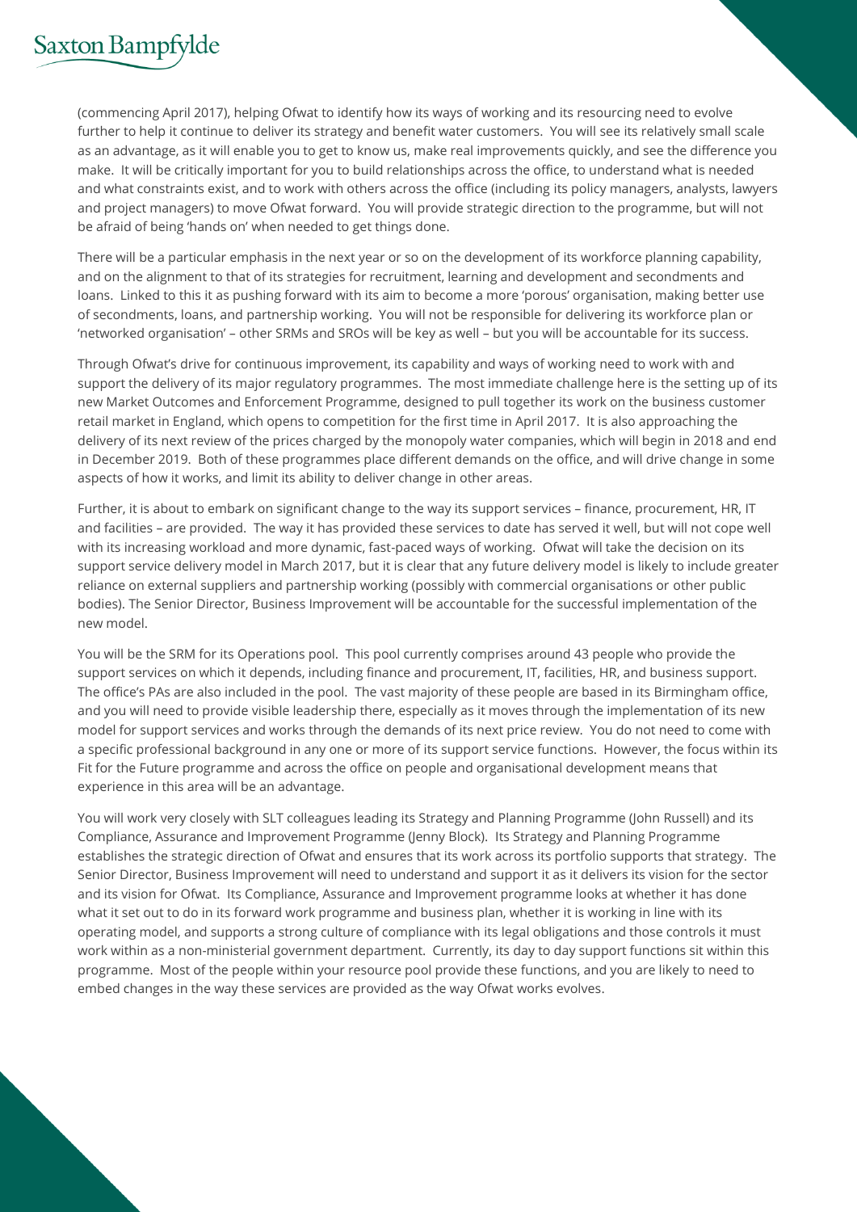(commencing April 2017), helping Ofwat to identify how its ways of working and its resourcing need to evolve further to help it continue to deliver its strategy and benefit water customers. You will see its relatively small scale as an advantage, as it will enable you to get to know us, make real improvements quickly, and see the difference you make. It will be critically important for you to build relationships across the office, to understand what is needed and what constraints exist, and to work with others across the office (including its policy managers, analysts, lawyers and project managers) to move Ofwat forward. You will provide strategic direction to the programme, but will not be afraid of being 'hands on' when needed to get things done.

There will be a particular emphasis in the next year or so on the development of its workforce planning capability, and on the alignment to that of its strategies for recruitment, learning and development and secondments and loans. Linked to this it as pushing forward with its aim to become a more 'porous' organisation, making better use of secondments, loans, and partnership working. You will not be responsible for delivering its workforce plan or 'networked organisation' – other SRMs and SROs will be key as well – but you will be accountable for its success.

Through Ofwat's drive for continuous improvement, its capability and ways of working need to work with and support the delivery of its major regulatory programmes. The most immediate challenge here is the setting up of its new Market Outcomes and Enforcement Programme, designed to pull together its work on the business customer retail market in England, which opens to competition for the first time in April 2017. It is also approaching the delivery of its next review of the prices charged by the monopoly water companies, which will begin in 2018 and end in December 2019. Both of these programmes place different demands on the office, and will drive change in some aspects of how it works, and limit its ability to deliver change in other areas.

Further, it is about to embark on significant change to the way its support services – finance, procurement, HR, IT and facilities – are provided. The way it has provided these services to date has served it well, but will not cope well with its increasing workload and more dynamic, fast-paced ways of working. Ofwat will take the decision on its support service delivery model in March 2017, but it is clear that any future delivery model is likely to include greater reliance on external suppliers and partnership working (possibly with commercial organisations or other public bodies). The Senior Director, Business Improvement will be accountable for the successful implementation of the new model.

You will be the SRM for its Operations pool. This pool currently comprises around 43 people who provide the support services on which it depends, including finance and procurement, IT, facilities, HR, and business support. The office's PAs are also included in the pool. The vast majority of these people are based in its Birmingham office, and you will need to provide visible leadership there, especially as it moves through the implementation of its new model for support services and works through the demands of its next price review. You do not need to come with a specific professional background in any one or more of its support service functions. However, the focus within its Fit for the Future programme and across the office on people and organisational development means that experience in this area will be an advantage.

You will work very closely with SLT colleagues leading its Strategy and Planning Programme (John Russell) and its Compliance, Assurance and Improvement Programme (Jenny Block). Its Strategy and Planning Programme establishes the strategic direction of Ofwat and ensures that its work across its portfolio supports that strategy. The Senior Director, Business Improvement will need to understand and support it as it delivers its vision for the sector and its vision for Ofwat. Its Compliance, Assurance and Improvement programme looks at whether it has done what it set out to do in its forward work programme and business plan, whether it is working in line with its operating model, and supports a strong culture of compliance with its legal obligations and those controls it must work within as a non-ministerial government department. Currently, its day to day support functions sit within this programme. Most of the people within your resource pool provide these functions, and you are likely to need to embed changes in the way these services are provided as the way Ofwat works evolves.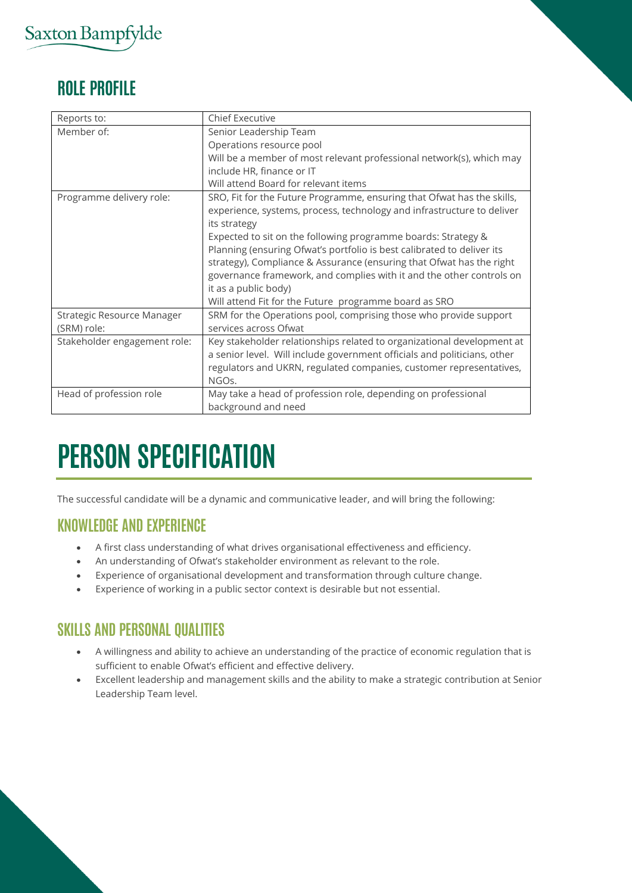## ROLE PROFILE

| Reports to: | Chief Executive |
|---|---|
| Member of: | Senior Leadership Team<br>Operations resource pool<br>Will be a member of most relevant professional network(s), which may include HR, finance or IT<br>Will attend Board for relevant items |
| Programme delivery role: | SRO, Fit for the Future Programme, ensuring that Ofwat has the skills, experience, systems, process, technology and infrastructure to deliver its strategy<br>Expected to sit on the following programme boards: Strategy & Planning (ensuring Ofwat's portfolio is best calibrated to deliver its strategy), Compliance & Assurance (ensuring that Ofwat has the right governance framework, and complies with it and the other controls on it as a public body)<br>Will attend Fit for the Future programme board as SRO |
| Strategic Resource Manager (SRM) role: | SRM for the Operations pool, comprising those who provide support services across Ofwat |
| Stakeholder engagement role: | Key stakeholder relationships related to organizational development at a senior level. Will include government officials and politicians, other regulators and UKRN, regulated companies, customer representatives, NGOs. |
| Head of profession role | May take a head of profession role, depending on professional background and need |

# PERSON SPECIFICATION

The successful candidate will be a dynamic and communicative leader, and will bring the following:

### KNOWLEDGE AND EXPERIENCE

- A first class understanding of what drives organisational effectiveness and efficiency.
- An understanding of Ofwat's stakeholder environment as relevant to the role.
- Experience of organisational development and transformation through culture change.
- Experience of working in a public sector context is desirable but not essential.

### SKILLS AND PERSONAL QUALITIES

- A willingness and ability to achieve an understanding of the practice of economic regulation that is sufficient to enable Ofwat's efficient and effective delivery.
- Excellent leadership and management skills and the ability to make a strategic contribution at Senior Leadership Team level.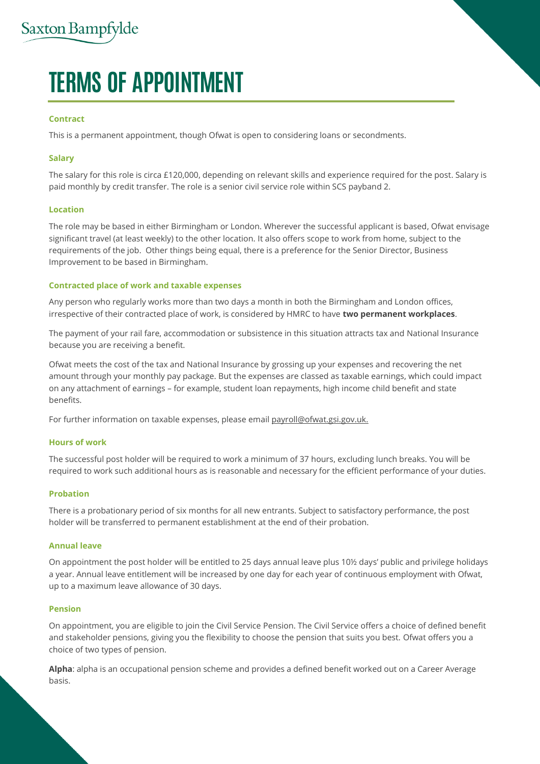# TERMS OF APPOINTMENT

### Contract

This is a permanent appointment, though Ofwat is open to considering loans or secondments.

### Salary

The salary for this role is circa £120,000, depending on relevant skills and experience required for the post. Salary is paid monthly by credit transfer. The role is a senior civil service role within SCS payband 2.

### Location

The role may be based in either Birmingham or London. Wherever the successful applicant is based, Ofwat envisage significant travel (at least weekly) to the other location. It also offers scope to work from home, subject to the requirements of the job. Other things being equal, there is a preference for the Senior Director, Business Improvement to be based in Birmingham.

### Contracted place of work and taxable expenses

Any person who regularly works more than two days a month in both the Birmingham and London offices, irrespective of their contracted place of work, is considered by HMRC to have **two permanent workplaces**.

The payment of your rail fare, accommodation or subsistence in this situation attracts tax and National Insurance because you are receiving a benefit.

Ofwat meets the cost of the tax and National Insurance by grossing up your expenses and recovering the net amount through your monthly pay package. But the expenses are classed as taxable earnings, which could impact on any attachment of earnings – for example, student loan repayments, high income child benefit and state benefits.

For further information on taxable expenses, please email payroll@ofwat.gsi.gov.uk.

### Hours of work

The successful post holder will be required to work a minimum of 37 hours, excluding lunch breaks. You will be required to work such additional hours as is reasonable and necessary for the efficient performance of your duties.

### Probation

There is a probationary period of six months for all new entrants. Subject to satisfactory performance, the post holder will be transferred to permanent establishment at the end of their probation.

### Annual leave

On appointment the post holder will be entitled to 25 days annual leave plus 10½ days' public and privilege holidays a year. Annual leave entitlement will be increased by one day for each year of continuous employment with Ofwat, up to a maximum leave allowance of 30 days.

### Pension

On appointment, you are eligible to join the Civil Service Pension. The Civil Service offers a choice of defined benefit and stakeholder pensions, giving you the flexibility to choose the pension that suits you best. Ofwat offers you a choice of two types of pension.

**Alpha**: alpha is an occupational pension scheme and provides a defined benefit worked out on a Career Average basis.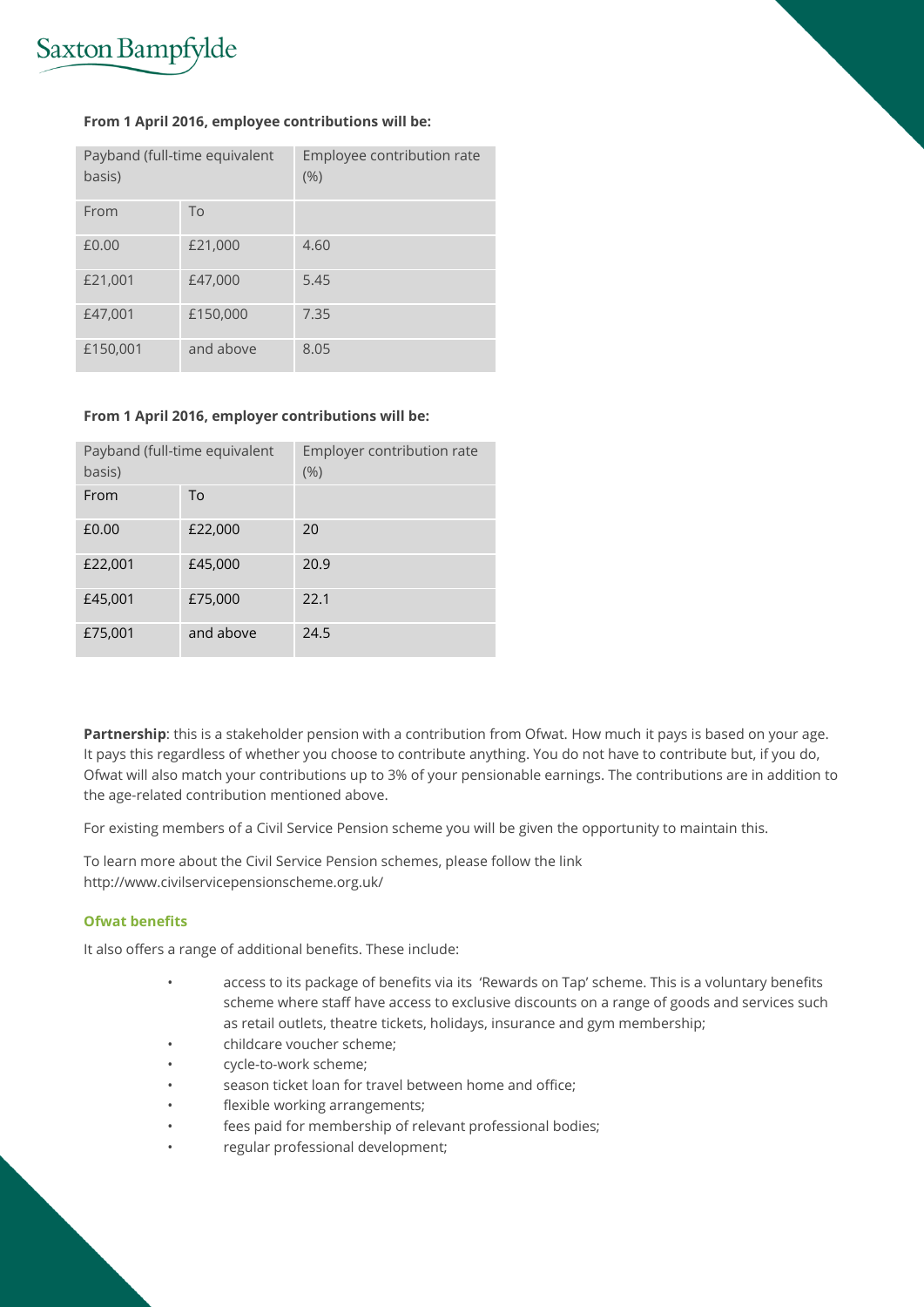**From 1 April 2016, employee contributions will be:**

| Payband (full-time equivalent basis) | | Employee contribution rate (%) |
|---|---|---|
| From | To | |
| £0.00 | £21,000 | 4.60 |
| £21,001 | £47,000 | 5.45 |
| £47,001 | £150,000 | 7.35 |
| £150,001 | and above | 8.05 |

**From 1 April 2016, employer contributions will be:**

| Payband (full-time equivalent basis) | | Employer contribution rate (%) |
|---|---|---|
| From | To | |
| £0.00 | £22,000 | 20 |
| £22,001 | £45,000 | 20.9 |
| £45,001 | £75,000 | 22.1 |
| £75,001 | and above | 24.5 |

**Partnership**: this is a stakeholder pension with a contribution from Ofwat. How much it pays is based on your age. It pays this regardless of whether you choose to contribute anything. You do not have to contribute but, if you do, Ofwat will also match your contributions up to 3% of your pensionable earnings. The contributions are in addition to the age-related contribution mentioned above.

For existing members of a Civil Service Pension scheme you will be given the opportunity to maintain this.

To learn more about the Civil Service Pension schemes, please follow the link http://www.civilservicepensionscheme.org.uk/

### Ofwat benefits

It also offers a range of additional benefits. These include:

- access to its package of benefits via its 'Rewards on Tap' scheme. This is a voluntary benefits scheme where staff have access to exclusive discounts on a range of goods and services such as retail outlets, theatre tickets, holidays, insurance and gym membership;
- childcare voucher scheme;
- cycle-to-work scheme;
- season ticket loan for travel between home and office;
- flexible working arrangements;
- fees paid for membership of relevant professional bodies;
- regular professional development;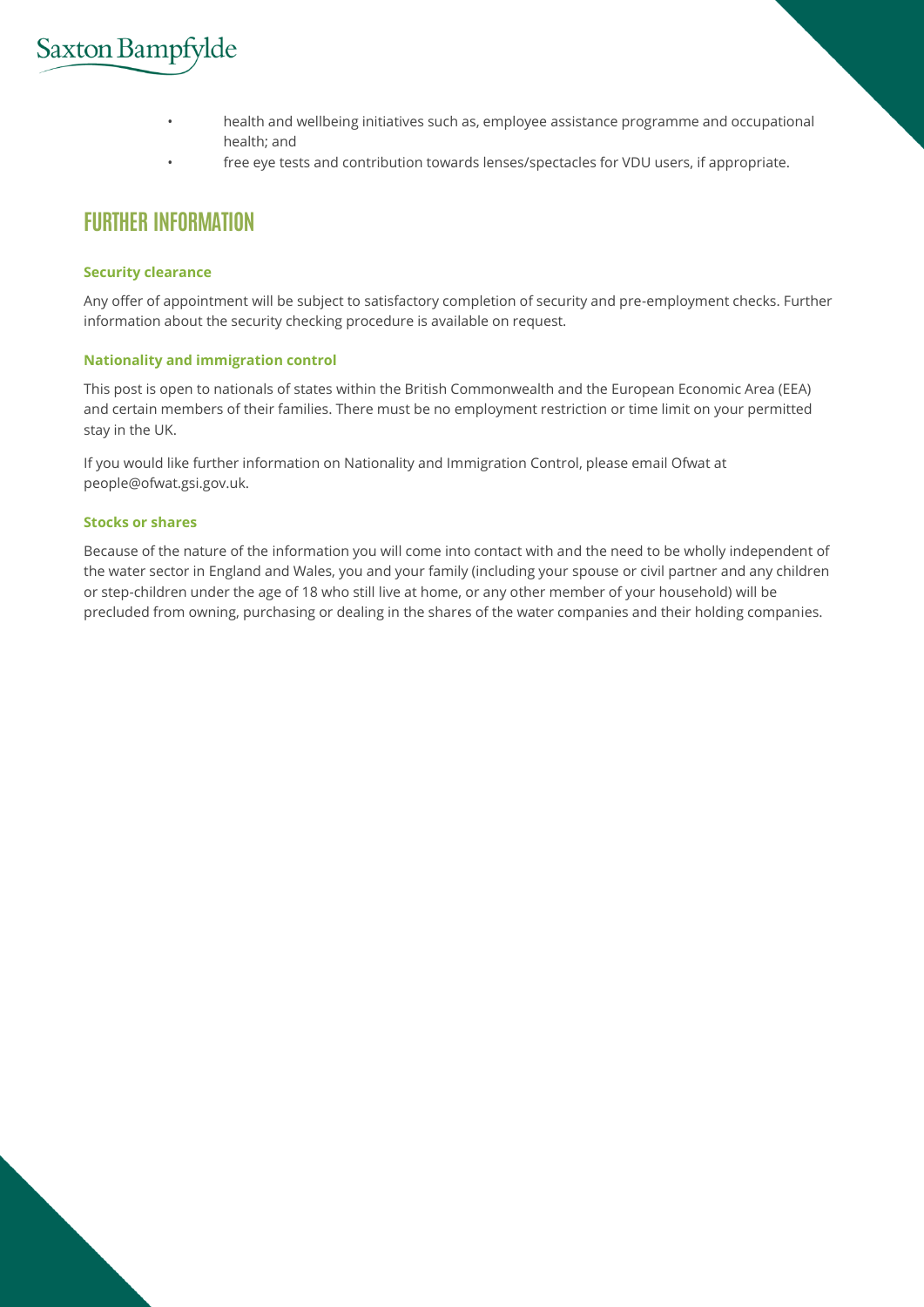- health and wellbeing initiatives such as, employee assistance programme and occupational health; and
- free eye tests and contribution towards lenses/spectacles for VDU users, if appropriate.

## FURTHER INFORMATION

### Security clearance

Any offer of appointment will be subject to satisfactory completion of security and pre-employment checks. Further information about the security checking procedure is available on request.

### Nationality and immigration control

This post is open to nationals of states within the British Commonwealth and the European Economic Area (EEA) and certain members of their families. There must be no employment restriction or time limit on your permitted stay in the UK.

If you would like further information on Nationality and Immigration Control, please email Ofwat at people@ofwat.gsi.gov.uk.

### Stocks or shares

Because of the nature of the information you will come into contact with and the need to be wholly independent of the water sector in England and Wales, you and your family (including your spouse or civil partner and any children or step-children under the age of 18 who still live at home, or any other member of your household) will be precluded from owning, purchasing or dealing in the shares of the water companies and their holding companies.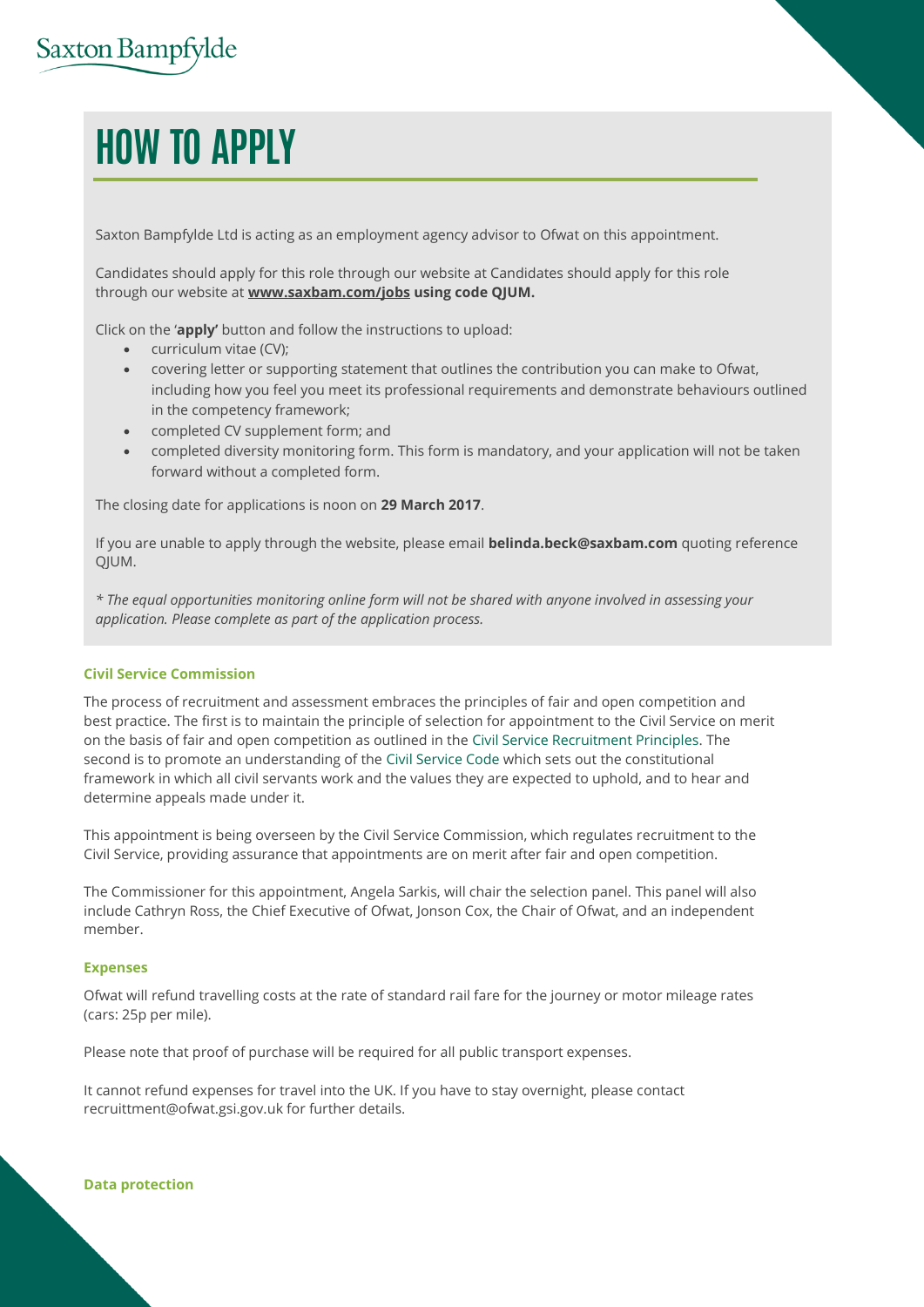# HOW TO APPLY

Saxton Bampfylde Ltd is acting as an employment agency advisor to Ofwat on this appointment.

Candidates should apply for this role through our website at Candidates should apply for this role through our website at **www.saxbam.com/jobs using code QJUM.**

Click on the '**apply'** button and follow the instructions to upload:

- curriculum vitae (CV);
- covering letter or supporting statement that outlines the contribution you can make to Ofwat, including how you feel you meet its professional requirements and demonstrate behaviours outlined in the competency framework;
- completed CV supplement form; and
- completed diversity monitoring form. This form is mandatory, and your application will not be taken forward without a completed form.

The closing date for applications is noon on **29 March 2017**.

If you are unable to apply through the website, please email **belinda.beck@saxbam.com** quoting reference QJUM.

*\* The equal opportunities monitoring online form will not be shared with anyone involved in assessing your application. Please complete as part of the application process.*

### Civil Service Commission

The process of recruitment and assessment embraces the principles of fair and open competition and best practice. The first is to maintain the principle of selection for appointment to the Civil Service on merit on the basis of fair and open competition as outlined in the Civil Service Recruitment Principles. The second is to promote an understanding of the Civil Service Code which sets out the constitutional framework in which all civil servants work and the values they are expected to uphold, and to hear and determine appeals made under it.

This appointment is being overseen by the Civil Service Commission, which regulates recruitment to the Civil Service, providing assurance that appointments are on merit after fair and open competition.

The Commissioner for this appointment, Angela Sarkis, will chair the selection panel. This panel will also include Cathryn Ross, the Chief Executive of Ofwat, Jonson Cox, the Chair of Ofwat, and an independent member.

### Expenses

Ofwat will refund travelling costs at the rate of standard rail fare for the journey or motor mileage rates (cars: 25p per mile).

Please note that proof of purchase will be required for all public transport expenses.

It cannot refund expenses for travel into the UK. If you have to stay overnight, please contact recruittment@ofwat.gsi.gov.uk for further details.

### Data protection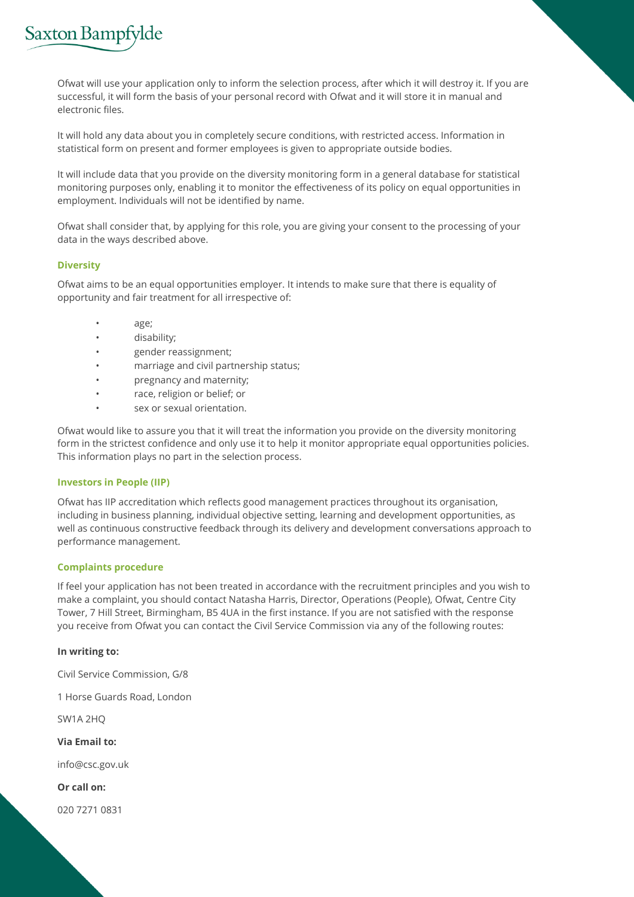Ofwat will use your application only to inform the selection process, after which it will destroy it. If you are successful, it will form the basis of your personal record with Ofwat and it will store it in manual and electronic files.

It will hold any data about you in completely secure conditions, with restricted access. Information in statistical form on present and former employees is given to appropriate outside bodies.

It will include data that you provide on the diversity monitoring form in a general database for statistical monitoring purposes only, enabling it to monitor the effectiveness of its policy on equal opportunities in employment. Individuals will not be identified by name.

Ofwat shall consider that, by applying for this role, you are giving your consent to the processing of your data in the ways described above.

### Diversity

Ofwat aims to be an equal opportunities employer. It intends to make sure that there is equality of opportunity and fair treatment for all irrespective of:

- age;
- disability;
- gender reassignment;
- marriage and civil partnership status;
- pregnancy and maternity;
- race, religion or belief; or
- sex or sexual orientation.

Ofwat would like to assure you that it will treat the information you provide on the diversity monitoring form in the strictest confidence and only use it to help it monitor appropriate equal opportunities policies. This information plays no part in the selection process.

### Investors in People (IIP)

Ofwat has IIP accreditation which reflects good management practices throughout its organisation, including in business planning, individual objective setting, learning and development opportunities, as well as continuous constructive feedback through its delivery and development conversations approach to performance management.

### Complaints procedure

If feel your application has not been treated in accordance with the recruitment principles and you wish to make a complaint, you should contact Natasha Harris, Director, Operations (People), Ofwat, Centre City Tower, 7 Hill Street, Birmingham, B5 4UA in the first instance. If you are not satisfied with the response you receive from Ofwat you can contact the Civil Service Commission via any of the following routes:

**In writing to:**

Civil Service Commission, G/8

1 Horse Guards Road, London

SW1A 2HQ

**Via Email to:**

info@csc.gov.uk

**Or call on:**

020 7271 0831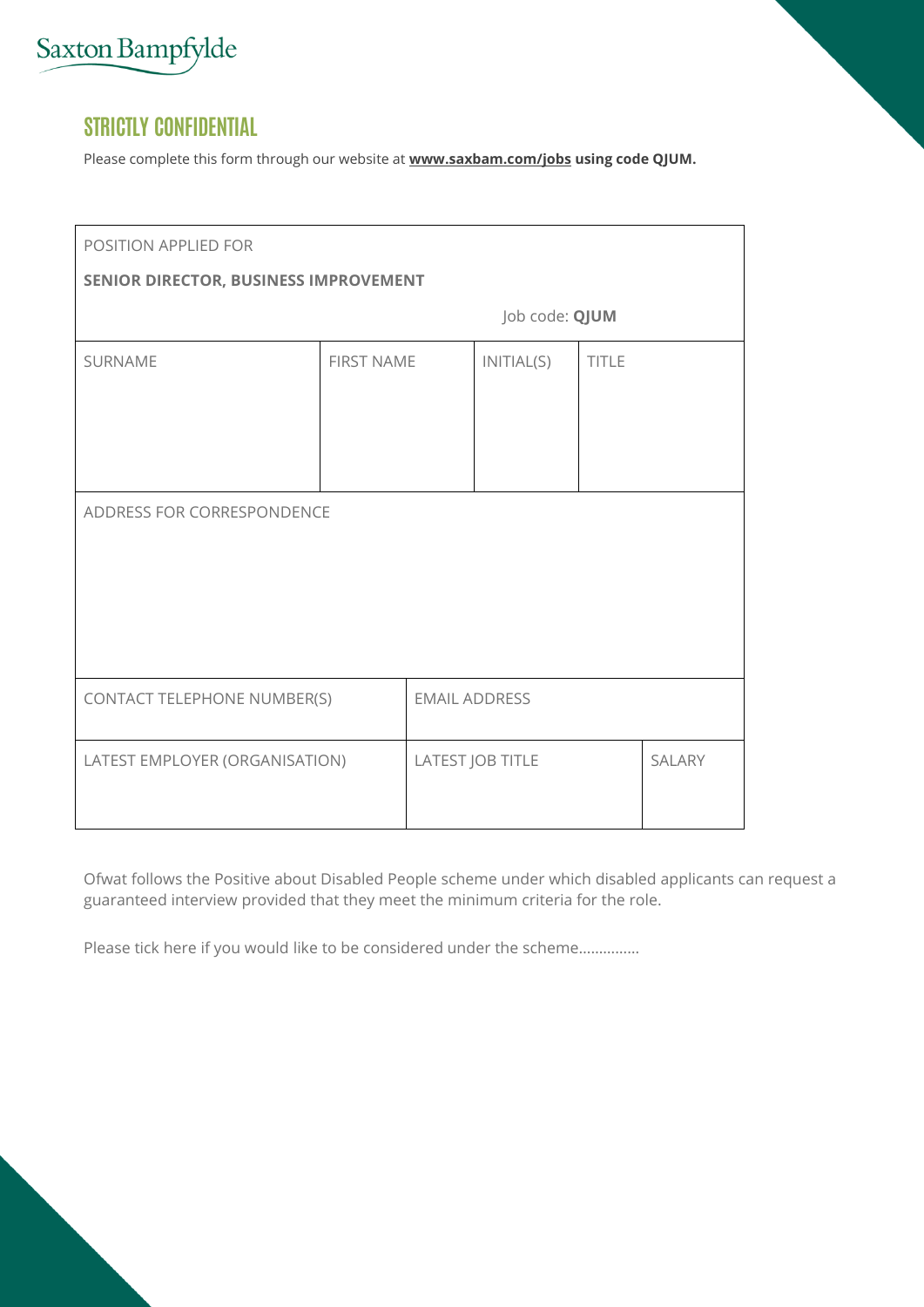Saxton Bampfylde

## STRICTLY CONFIDENTIAL

Please complete this form through our website at **www.saxbam.com/jobs using code QJUM.**

| POSITION APPLIED FOR | | | | | |
|---|---|---|---|---|---|
| **SENIOR DIRECTOR, BUSINESS IMPROVEMENT** | | | | | |
| | | | Job code: **QJUM** | | |
| SURNAME | FIRST NAME | | INITIAL(S) | TITLE | |
| ADDRESS FOR CORRESPONDENCE | | | | | |
| CONTACT TELEPHONE NUMBER(S) | | EMAIL ADDRESS | | | |
| LATEST EMPLOYER (ORGANISATION) | | LATEST JOB TITLE | | | SALARY |

Ofwat follows the Positive about Disabled People scheme under which disabled applicants can request a guaranteed interview provided that they meet the minimum criteria for the role.

Please tick here if you would like to be considered under the scheme……………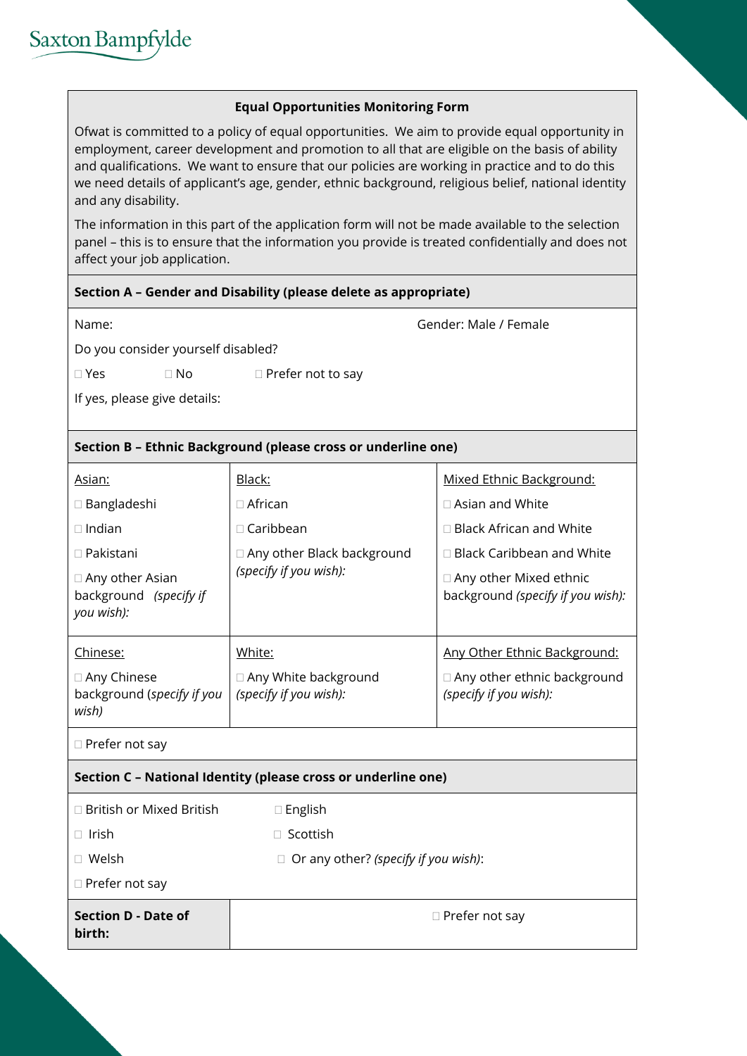Saxton Bampfylde

**Equal Opportunities Monitoring Form**

Ofwat is committed to a policy of equal opportunities. We aim to provide equal opportunity in employment, career development and promotion to all that are eligible on the basis of ability and qualifications. We want to ensure that our policies are working in practice and to do this we need details of applicant's age, gender, ethnic background, religious belief, national identity and any disability.

The information in this part of the application form will not be made available to the selection panel – this is to ensure that the information you provide is treated confidentially and does not affect your job application.

**Section A – Gender and Disability (please delete as appropriate)**

Name: Gender: Male / Female

Do you consider yourself disabled?

□ Yes □ No □ Prefer not to say

If yes, please give details:

**Section B – Ethnic Background (please cross or underline one)**

| | | |
|---|---|---|
| Asian:<br>□ Bangladeshi<br>□ Indian<br>□ Pakistani<br>□ Any other Asian background *(specify if you wish):* | Black:<br>□ African<br>□ Caribbean<br>□ Any other Black background *(specify if you wish):* | Mixed Ethnic Background:<br>□ Asian and White<br>□ Black African and White<br>□ Black Caribbean and White<br>□ Any other Mixed ethnic background *(specify if you wish):* |
| Chinese:<br>□ Any Chinese background (*specify if you wish*) | White:<br>□ Any White background *(specify if you wish):* | Any Other Ethnic Background:<br>□ Any other ethnic background *(specify if you wish):* |

□ Prefer not say

**Section C – National Identity (please cross or underline one)**

□ British or Mixed British □ English

□ Irish □ Scottish

□ Welsh □ Or any other? *(specify if you wish)*:

□ Prefer not say

| **Section D - Date of birth:** | □ Prefer not say |
|---|---|